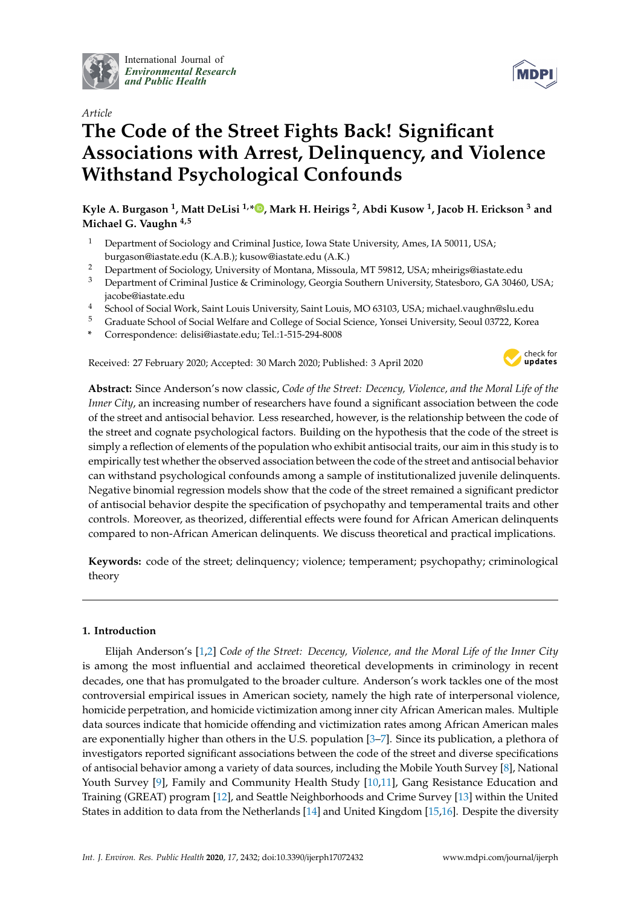Article

# The Code of the Street Fights Back! Significant Associations with Arrest, Delinquency, and Violence Withstand Psychological Confounds

**Kyle A. Burgason [1], Matt DeLisi [1,*], Mark H. Heirigs [2], Abdi Kusow [1], Jacob H. Erickson [3] and Michael G. Vaughn [4,5]**

[1] Department of Sociology and Criminal Justice, Iowa State University, Ames, IA 50011, USA; burgason@iastate.edu (K.A.B.); kusow@iastate.edu (A.K.)

[2] Department of Sociology, University of Montana, Missoula, MT 59812, USA; mheirigs@iastate.edu

[3] Department of Criminal Justice & Criminology, Georgia Southern University, Statesboro, GA 30460, USA; jacobe@iastate.edu

[4] School of Social Work, Saint Louis University, Saint Louis, MO 63103, USA; michael.vaughn@slu.edu

[5] Graduate School of Social Welfare and College of Social Science, Yonsei University, Seoul 03722, Korea

\* Correspondence: delisi@iastate.edu; Tel.:1-515-294-8008

Received: 27 February 2020; Accepted: 30 March 2020; Published: 3 April 2020

**Abstract:** Since Anderson's now classic, *Code of the Street: Decency, Violence, and the Moral Life of the Inner City*, an increasing number of researchers have found a significant association between the code of the street and antisocial behavior. Less researched, however, is the relationship between the code of the street and cognate psychological factors. Building on the hypothesis that the code of the street is simply a reflection of elements of the population who exhibit antisocial traits, our aim in this study is to empirically test whether the observed association between the code of the street and antisocial behavior can withstand psychological confounds among a sample of institutionalized juvenile delinquents. Negative binomial regression models show that the code of the street remained a significant predictor of antisocial behavior despite the specification of psychopathy and temperamental traits and other controls. Moreover, as theorized, differential effects were found for African American delinquents compared to non-African American delinquents. We discuss theoretical and practical implications.

**Keywords:** code of the street; delinquency; violence; temperament; psychopathy; criminological theory

## 1. Introduction

Elijah Anderson's [1,2] *Code of the Street: Decency, Violence, and the Moral Life of the Inner City* is among the most influential and acclaimed theoretical developments in criminology in recent decades, one that has promulgated to the broader culture. Anderson's work tackles one of the most controversial empirical issues in American society, namely the high rate of interpersonal violence, homicide perpetration, and homicide victimization among inner city African American males. Multiple data sources indicate that homicide offending and victimization rates among African American males are exponentially higher than others in the U.S. population [3–7]. Since its publication, a plethora of investigators reported significant associations between the code of the street and diverse specifications of antisocial behavior among a variety of data sources, including the Mobile Youth Survey [8], National Youth Survey [9], Family and Community Health Study [10,11], Gang Resistance Education and Training (GREAT) program [12], and Seattle Neighborhoods and Crime Survey [13] within the United States in addition to data from the Netherlands [14] and United Kingdom [15,16]. Despite the diversity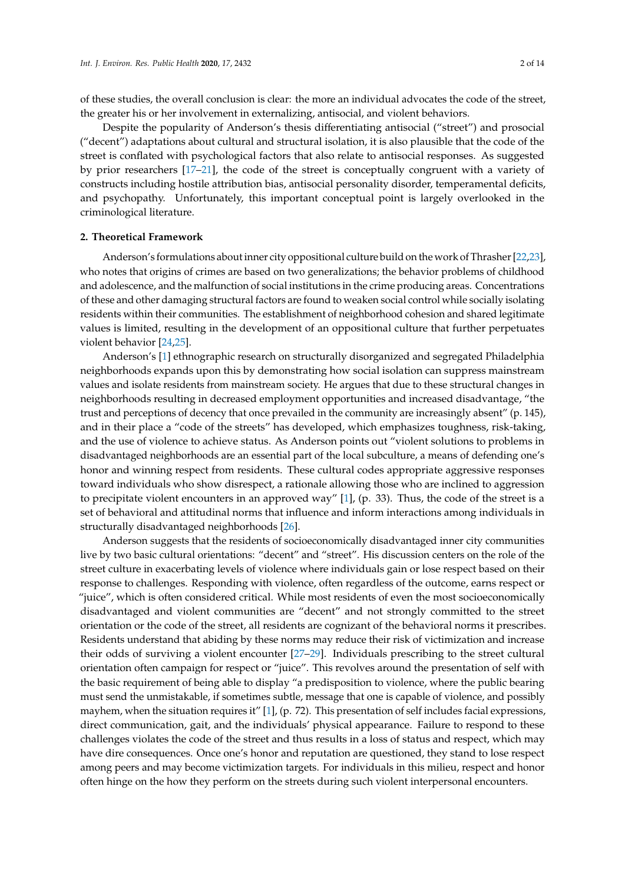of these studies, the overall conclusion is clear: the more an individual advocates the code of the street, the greater his or her involvement in externalizing, antisocial, and violent behaviors.

Despite the popularity of Anderson's thesis differentiating antisocial ("street") and prosocial ("decent") adaptations about cultural and structural isolation, it is also plausible that the code of the street is conflated with psychological factors that also relate to antisocial responses. As suggested by prior researchers [17–21], the code of the street is conceptually congruent with a variety of constructs including hostile attribution bias, antisocial personality disorder, temperamental deficits, and psychopathy. Unfortunately, this important conceptual point is largely overlooked in the criminological literature.

## 2. Theoretical Framework

Anderson's formulations about inner city oppositional culture build on the work of Thrasher [22,23], who notes that origins of crimes are based on two generalizations; the behavior problems of childhood and adolescence, and the malfunction of social institutions in the crime producing areas. Concentrations of these and other damaging structural factors are found to weaken social control while socially isolating residents within their communities. The establishment of neighborhood cohesion and shared legitimate values is limited, resulting in the development of an oppositional culture that further perpetuates violent behavior [24,25].

Anderson's [1] ethnographic research on structurally disorganized and segregated Philadelphia neighborhoods expands upon this by demonstrating how social isolation can suppress mainstream values and isolate residents from mainstream society. He argues that due to these structural changes in neighborhoods resulting in decreased employment opportunities and increased disadvantage, "the trust and perceptions of decency that once prevailed in the community are increasingly absent" (p. 145), and in their place a "code of the streets" has developed, which emphasizes toughness, risk-taking, and the use of violence to achieve status. As Anderson points out "violent solutions to problems in disadvantaged neighborhoods are an essential part of the local subculture, a means of defending one's honor and winning respect from residents. These cultural codes appropriate aggressive responses toward individuals who show disrespect, a rationale allowing those who are inclined to aggression to precipitate violent encounters in an approved way" [1], (p. 33). Thus, the code of the street is a set of behavioral and attitudinal norms that influence and inform interactions among individuals in structurally disadvantaged neighborhoods [26].

Anderson suggests that the residents of socioeconomically disadvantaged inner city communities live by two basic cultural orientations: "decent" and "street". His discussion centers on the role of the street culture in exacerbating levels of violence where individuals gain or lose respect based on their response to challenges. Responding with violence, often regardless of the outcome, earns respect or "juice", which is often considered critical. While most residents of even the most socioeconomically disadvantaged and violent communities are "decent" and not strongly committed to the street orientation or the code of the street, all residents are cognizant of the behavioral norms it prescribes. Residents understand that abiding by these norms may reduce their risk of victimization and increase their odds of surviving a violent encounter [27–29]. Individuals prescribing to the street cultural orientation often campaign for respect or "juice". This revolves around the presentation of self with the basic requirement of being able to display "a predisposition to violence, where the public bearing must send the unmistakable, if sometimes subtle, message that one is capable of violence, and possibly mayhem, when the situation requires it" [1], (p. 72). This presentation of self includes facial expressions, direct communication, gait, and the individuals' physical appearance. Failure to respond to these challenges violates the code of the street and thus results in a loss of status and respect, which may have dire consequences. Once one's honor and reputation are questioned, they stand to lose respect among peers and may become victimization targets. For individuals in this milieu, respect and honor often hinge on the how they perform on the streets during such violent interpersonal encounters.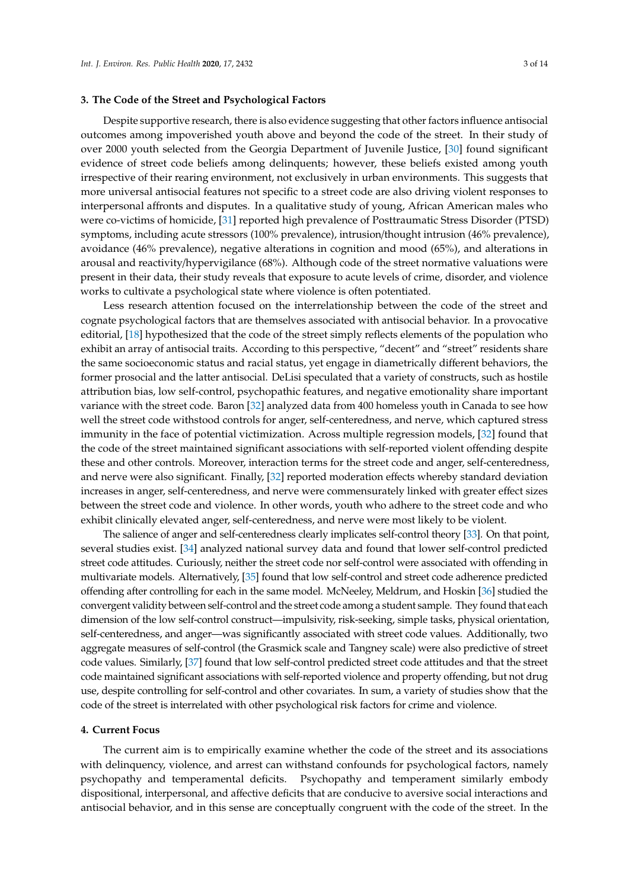## 3. The Code of the Street and Psychological Factors

Despite supportive research, there is also evidence suggesting that other factors influence antisocial outcomes among impoverished youth above and beyond the code of the street. In their study of over 2000 youth selected from the Georgia Department of Juvenile Justice, [30] found significant evidence of street code beliefs among delinquents; however, these beliefs existed among youth irrespective of their rearing environment, not exclusively in urban environments. This suggests that more universal antisocial features not specific to a street code are also driving violent responses to interpersonal affronts and disputes. In a qualitative study of young, African American males who were co-victims of homicide, [31] reported high prevalence of Posttraumatic Stress Disorder (PTSD) symptoms, including acute stressors (100% prevalence), intrusion/thought intrusion (46% prevalence), avoidance (46% prevalence), negative alterations in cognition and mood (65%), and alterations in arousal and reactivity/hypervigilance (68%). Although code of the street normative valuations were present in their data, their study reveals that exposure to acute levels of crime, disorder, and violence works to cultivate a psychological state where violence is often potentiated.

Less research attention focused on the interrelationship between the code of the street and cognate psychological factors that are themselves associated with antisocial behavior. In a provocative editorial, [18] hypothesized that the code of the street simply reflects elements of the population who exhibit an array of antisocial traits. According to this perspective, "decent" and "street" residents share the same socioeconomic status and racial status, yet engage in diametrically different behaviors, the former prosocial and the latter antisocial. DeLisi speculated that a variety of constructs, such as hostile attribution bias, low self-control, psychopathic features, and negative emotionality share important variance with the street code. Baron [32] analyzed data from 400 homeless youth in Canada to see how well the street code withstood controls for anger, self-centeredness, and nerve, which captured stress immunity in the face of potential victimization. Across multiple regression models, [32] found that the code of the street maintained significant associations with self-reported violent offending despite these and other controls. Moreover, interaction terms for the street code and anger, self-centeredness, and nerve were also significant. Finally, [32] reported moderation effects whereby standard deviation increases in anger, self-centeredness, and nerve were commensurately linked with greater effect sizes between the street code and violence. In other words, youth who adhere to the street code and who exhibit clinically elevated anger, self-centeredness, and nerve were most likely to be violent.

The salience of anger and self-centeredness clearly implicates self-control theory [33]. On that point, several studies exist. [34] analyzed national survey data and found that lower self-control predicted street code attitudes. Curiously, neither the street code nor self-control were associated with offending in multivariate models. Alternatively, [35] found that low self-control and street code adherence predicted offending after controlling for each in the same model. McNeeley, Meldrum, and Hoskin [36] studied the convergent validity between self-control and the street code among a student sample. They found that each dimension of the low self-control construct—impulsivity, risk-seeking, simple tasks, physical orientation, self-centeredness, and anger—was significantly associated with street code values. Additionally, two aggregate measures of self-control (the Grasmick scale and Tangney scale) were also predictive of street code values. Similarly, [37] found that low self-control predicted street code attitudes and that the street code maintained significant associations with self-reported violence and property offending, but not drug use, despite controlling for self-control and other covariates. In sum, a variety of studies show that the code of the street is interrelated with other psychological risk factors for crime and violence.

## 4. Current Focus

The current aim is to empirically examine whether the code of the street and its associations with delinquency, violence, and arrest can withstand confounds for psychological factors, namely psychopathy and temperamental deficits. Psychopathy and temperament similarly embody dispositional, interpersonal, and affective deficits that are conducive to aversive social interactions and antisocial behavior, and in this sense are conceptually congruent with the code of the street. In the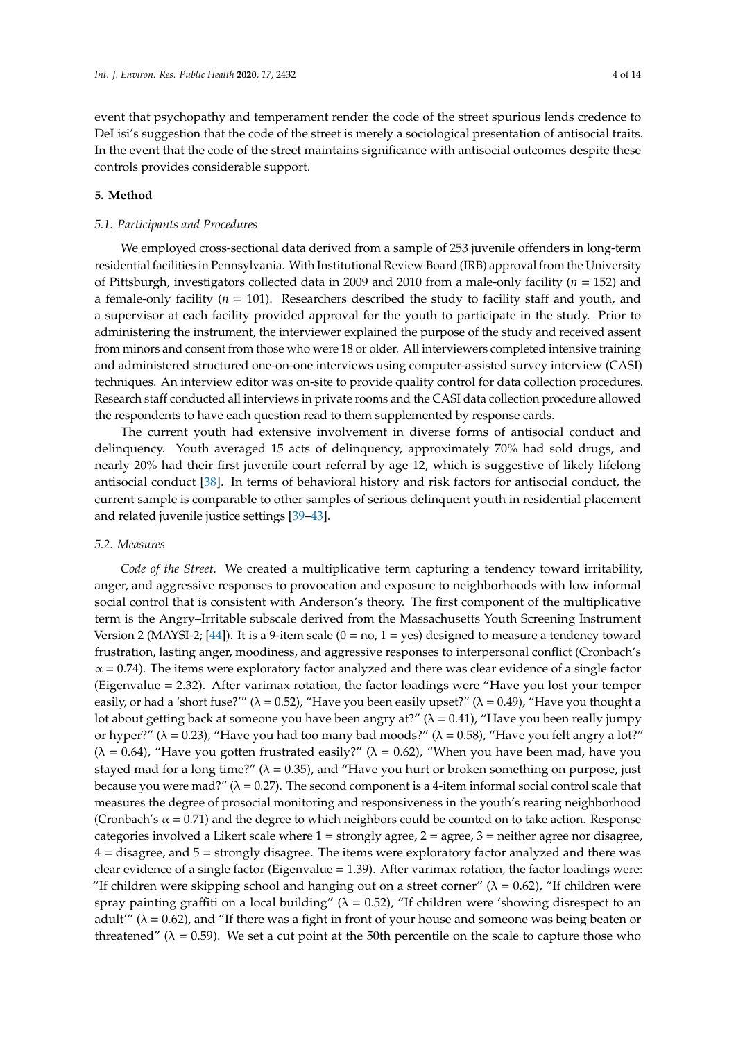event that psychopathy and temperament render the code of the street spurious lends credence to DeLisi's suggestion that the code of the street is merely a sociological presentation of antisocial traits. In the event that the code of the street maintains significance with antisocial outcomes despite these controls provides considerable support.

## 5. Method

### 5.1. Participants and Procedures

We employed cross-sectional data derived from a sample of 253 juvenile offenders in long-term residential facilities in Pennsylvania. With Institutional Review Board (IRB) approval from the University of Pittsburgh, investigators collected data in 2009 and 2010 from a male-only facility ($n$ = 152) and a female-only facility ($n$ = 101). Researchers described the study to facility staff and youth, and a supervisor at each facility provided approval for the youth to participate in the study. Prior to administering the instrument, the interviewer explained the purpose of the study and received assent from minors and consent from those who were 18 or older. All interviewers completed intensive training and administered structured one-on-one interviews using computer-assisted survey interview (CASI) techniques. An interview editor was on-site to provide quality control for data collection procedures. Research staff conducted all interviews in private rooms and the CASI data collection procedure allowed the respondents to have each question read to them supplemented by response cards.

The current youth had extensive involvement in diverse forms of antisocial conduct and delinquency. Youth averaged 15 acts of delinquency, approximately 70% had sold drugs, and nearly 20% had their first juvenile court referral by age 12, which is suggestive of likely lifelong antisocial conduct [38]. In terms of behavioral history and risk factors for antisocial conduct, the current sample is comparable to other samples of serious delinquent youth in residential placement and related juvenile justice settings [39–43].

### 5.2. Measures

*Code of the Street.* We created a multiplicative term capturing a tendency toward irritability, anger, and aggressive responses to provocation and exposure to neighborhoods with low informal social control that is consistent with Anderson's theory. The first component of the multiplicative term is the Angry–Irritable subscale derived from the Massachusetts Youth Screening Instrument Version 2 (MAYSI-2; [44]). It is a 9-item scale (0 = no, 1 = yes) designed to measure a tendency toward frustration, lasting anger, moodiness, and aggressive responses to interpersonal conflict (Cronbach's $\alpha = 0.74$). The items were exploratory factor analyzed and there was clear evidence of a single factor (Eigenvalue = 2.32). After varimax rotation, the factor loadings were "Have you lost your temper easily, or had a 'short fuse?'" ($\lambda = 0.52$), "Have you been easily upset?" ($\lambda = 0.49$), "Have you thought a lot about getting back at someone you have been angry at?" ($\lambda = 0.41$), "Have you been really jumpy or hyper?" ($\lambda = 0.23$), "Have you had too many bad moods?" ($\lambda = 0.58$), "Have you felt angry a lot?" ($\lambda = 0.64$), "Have you gotten frustrated easily?" ($\lambda = 0.62$), "When you have been mad, have you stayed mad for a long time?" ($\lambda = 0.35$), and "Have you hurt or broken something on purpose, just because you were mad?" ($\lambda = 0.27$). The second component is a 4-item informal social control scale that measures the degree of prosocial monitoring and responsiveness in the youth's rearing neighborhood (Cronbach's $\alpha = 0.71$) and the degree to which neighbors could be counted on to take action. Response categories involved a Likert scale where 1 = strongly agree, 2 = agree, 3 = neither agree nor disagree, 4 = disagree, and 5 = strongly disagree. The items were exploratory factor analyzed and there was clear evidence of a single factor (Eigenvalue = 1.39). After varimax rotation, the factor loadings were: "If children were skipping school and hanging out on a street corner" ($\lambda = 0.62$), "If children were spray painting graffiti on a local building" ($\lambda = 0.52$), "If children were 'showing disrespect to an adult'" ($\lambda = 0.62$), and "If there was a fight in front of your house and someone was being beaten or threatened" ($\lambda = 0.59$). We set a cut point at the 50th percentile on the scale to capture those who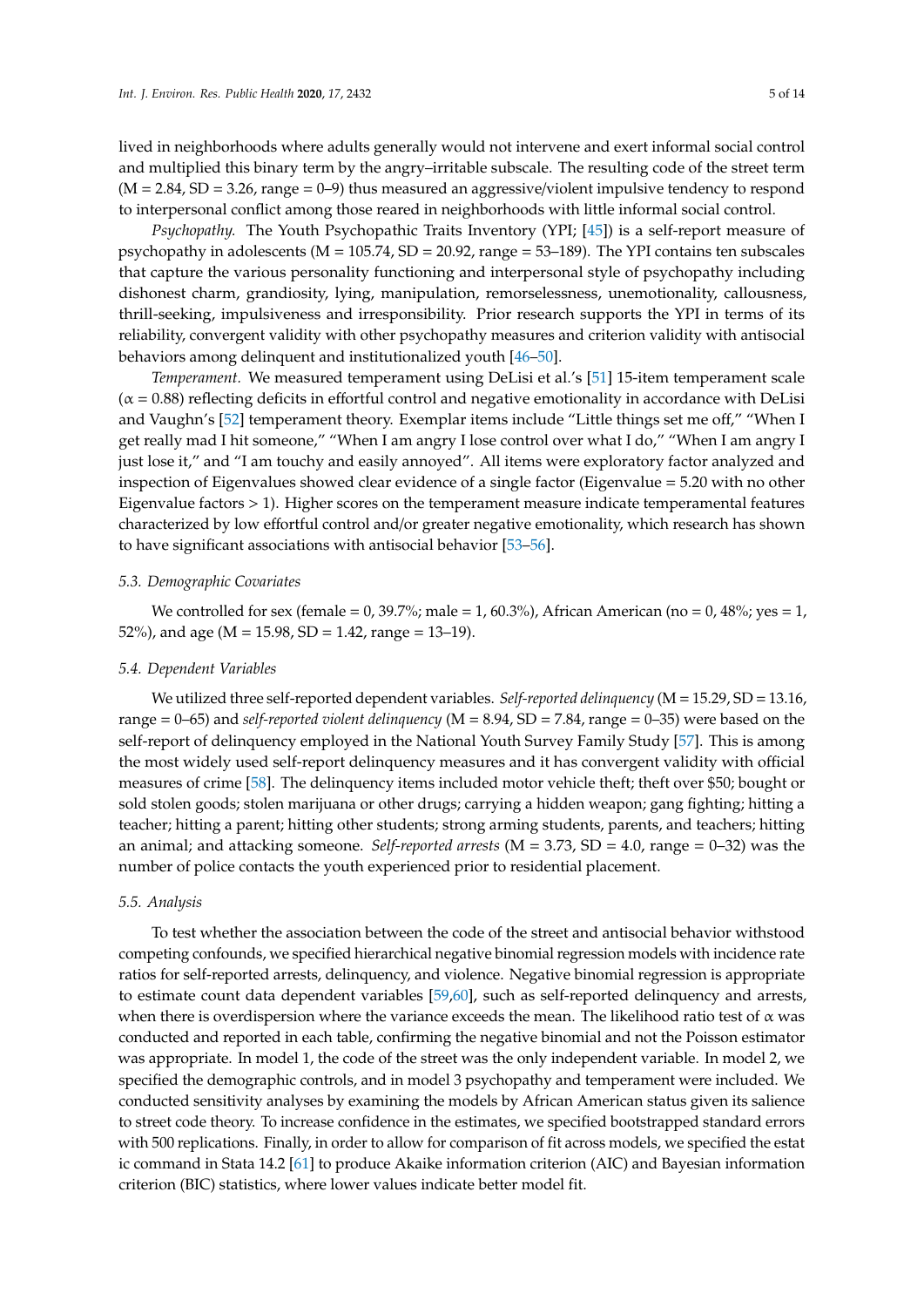lived in neighborhoods where adults generally would not intervene and exert informal social control and multiplied this binary term by the angry–irritable subscale. The resulting code of the street term (M = 2.84, SD = 3.26, range = 0–9) thus measured an aggressive/violent impulsive tendency to respond to interpersonal conflict among those reared in neighborhoods with little informal social control.

*Psychopathy.* The Youth Psychopathic Traits Inventory (YPI; [45]) is a self-report measure of psychopathy in adolescents (M = 105.74, SD = 20.92, range = 53–189). The YPI contains ten subscales that capture the various personality functioning and interpersonal style of psychopathy including dishonest charm, grandiosity, lying, manipulation, remorselessness, unemotionality, callousness, thrill-seeking, impulsiveness and irresponsibility. Prior research supports the YPI in terms of its reliability, convergent validity with other psychopathy measures and criterion validity with antisocial behaviors among delinquent and institutionalized youth [46–50].

*Temperament.* We measured temperament using DeLisi et al.'s [51] 15-item temperament scale ($\alpha = 0.88$) reflecting deficits in effortful control and negative emotionality in accordance with DeLisi and Vaughn's [52] temperament theory. Exemplar items include "Little things set me off," "When I get really mad I hit someone," "When I am angry I lose control over what I do," "When I am angry I just lose it," and "I am touchy and easily annoyed". All items were exploratory factor analyzed and inspection of Eigenvalues showed clear evidence of a single factor (Eigenvalue = 5.20 with no other Eigenvalue factors > 1). Higher scores on the temperament measure indicate temperamental features characterized by low effortful control and/or greater negative emotionality, which research has shown to have significant associations with antisocial behavior [53–56].

### 5.3. Demographic Covariates

We controlled for sex (female = 0, 39.7%; male = 1, 60.3%), African American (no = 0, 48%; yes = 1, 52%), and age (M = 15.98, SD = 1.42, range = 13–19).

### 5.4. Dependent Variables

We utilized three self-reported dependent variables. *Self-reported delinquency* (M = 15.29, SD = 13.16, range = 0–65) and *self-reported violent delinquency* (M = 8.94, SD = 7.84, range = 0–35) were based on the self-report of delinquency employed in the National Youth Survey Family Study [57]. This is among the most widely used self-report delinquency measures and it has convergent validity with official measures of crime [58]. The delinquency items included motor vehicle theft; theft over $50; bought or sold stolen goods; stolen marijuana or other drugs; carrying a hidden weapon; gang fighting; hitting a teacher; hitting a parent; hitting other students; strong arming students, parents, and teachers; hitting an animal; and attacking someone. *Self-reported arrests* (M = 3.73, SD = 4.0, range = 0–32) was the number of police contacts the youth experienced prior to residential placement.

### 5.5. Analysis

To test whether the association between the code of the street and antisocial behavior withstood competing confounds, we specified hierarchical negative binomial regression models with incidence rate ratios for self-reported arrests, delinquency, and violence. Negative binomial regression is appropriate to estimate count data dependent variables [59,60], such as self-reported delinquency and arrests, when there is overdispersion where the variance exceeds the mean. The likelihood ratio test of $\alpha$ was conducted and reported in each table, confirming the negative binomial and not the Poisson estimator was appropriate. In model 1, the code of the street was the only independent variable. In model 2, we specified the demographic controls, and in model 3 psychopathy and temperament were included. We conducted sensitivity analyses by examining the models by African American status given its salience to street code theory. To increase confidence in the estimates, we specified bootstrapped standard errors with 500 replications. Finally, in order to allow for comparison of fit across models, we specified the estat ic command in Stata 14.2 [61] to produce Akaike information criterion (AIC) and Bayesian information criterion (BIC) statistics, where lower values indicate better model fit.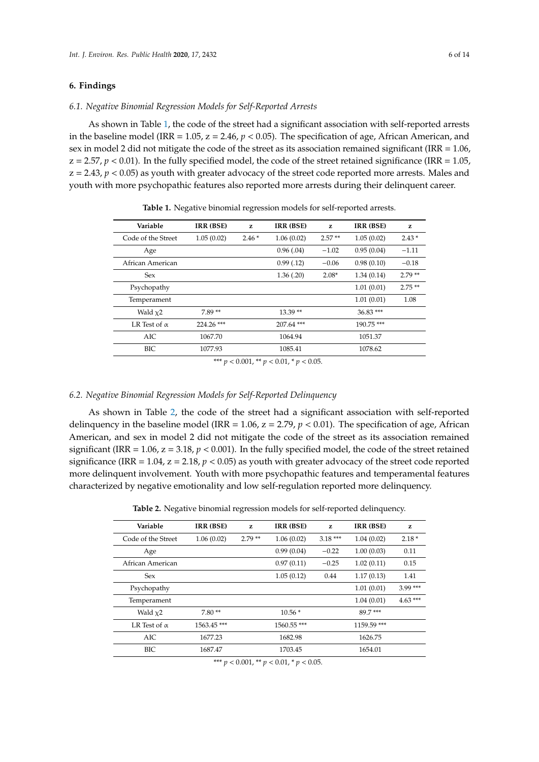## 6. Findings

### 6.1. Negative Binomial Regression Models for Self-Reported Arrests

As shown in Table 1, the code of the street had a significant association with self-reported arrests in the baseline model (IRR = 1.05, z = 2.46, $p < 0.05$). The specification of age, African American, and sex in model 2 did not mitigate the code of the street as its association remained significant (IRR = 1.06, z = 2.57, $p < 0.01$). In the fully specified model, the code of the street retained significance (IRR = 1.05, z = 2.43, $p < 0.05$) as youth with greater advocacy of the street code reported more arrests. Males and youth with more psychopathic features also reported more arrests during their delinquent career.

**Table 1.** Negative binomial regression models for self-reported arrests.

| Variable | IRR (BSE) | z | IRR (BSE) | z | IRR (BSE) | z |
|---|---|---|---|---|---|---|
| Code of the Street | 1.05 (0.02) | 2.46 * | 1.06 (0.02) | 2.57 ** | 1.05 (0.02) | 2.43 * |
| Age | | | 0.96 (.04) | −1.02 | 0.95 (0.04) | −1.11 |
| African American | | | 0.99 (.12) | −0.06 | 0.98 (0.10) | −0.18 |
| Sex | | | 1.36 (.20) | 2.08* | 1.34 (0.14) | 2.79 ** |
| Psychopathy | | | | | 1.01 (0.01) | 2.75 ** |
| Temperament | | | | | 1.01 (0.01) | 1.08 |
| Wald $\chi 2$ | 7.89 ** | | 13.39 ** | | 36.83 *** | |
| LR Test of $\alpha$ | 224.26 *** | | 207.64 *** | | 190.75 *** | |
| AIC | 1067.70 | | 1064.94 | | 1051.37 | |
| BIC | 1077.93 | | 1085.41 | | 1078.62 | |

*** $p < 0.001$, ** $p < 0.01$, * $p < 0.05$.

### 6.2. Negative Binomial Regression Models for Self-Reported Delinquency

As shown in Table 2, the code of the street had a significant association with self-reported delinquency in the baseline model (IRR = 1.06, z = 2.79, $p < 0.01$). The specification of age, African American, and sex in model 2 did not mitigate the code of the street as its association remained significant (IRR = 1.06, z = 3.18, $p < 0.001$). In the fully specified model, the code of the street retained significance (IRR = 1.04, z = 2.18, $p < 0.05$) as youth with greater advocacy of the street code reported more delinquent involvement. Youth with more psychopathic features and temperamental features characterized by negative emotionality and low self-regulation reported more delinquency.

**Table 2.** Negative binomial regression models for self-reported delinquency.

| Variable | IRR (BSE) | z | IRR (BSE) | z | IRR (BSE) | z |
|---|---|---|---|---|---|---|
| Code of the Street | 1.06 (0.02) | 2.79 ** | 1.06 (0.02) | 3.18 *** | 1.04 (0.02) | 2.18 * |
| Age | | | 0.99 (0.04) | −0.22 | 1.00 (0.03) | 0.11 |
| African American | | | 0.97 (0.11) | −0.25 | 1.02 (0.11) | 0.15 |
| Sex | | | 1.05 (0.12) | 0.44 | 1.17 (0.13) | 1.41 |
| Psychopathy | | | | | 1.01 (0.01) | 3.99 *** |
| Temperament | | | | | 1.04 (0.01) | 4.63 *** |
| Wald $\chi 2$ | 7.80 ** | | 10.56 * | | 89.7 *** | |
| LR Test of $\alpha$ | 1563.45 *** | | 1560.55 *** | | 1159.59 *** | |
| AIC | 1677.23 | | 1682.98 | | 1626.75 | |
| BIC | 1687.47 | | 1703.45 | | 1654.01 | |

*** $p < 0.001$, ** $p < 0.01$, * $p < 0.05$.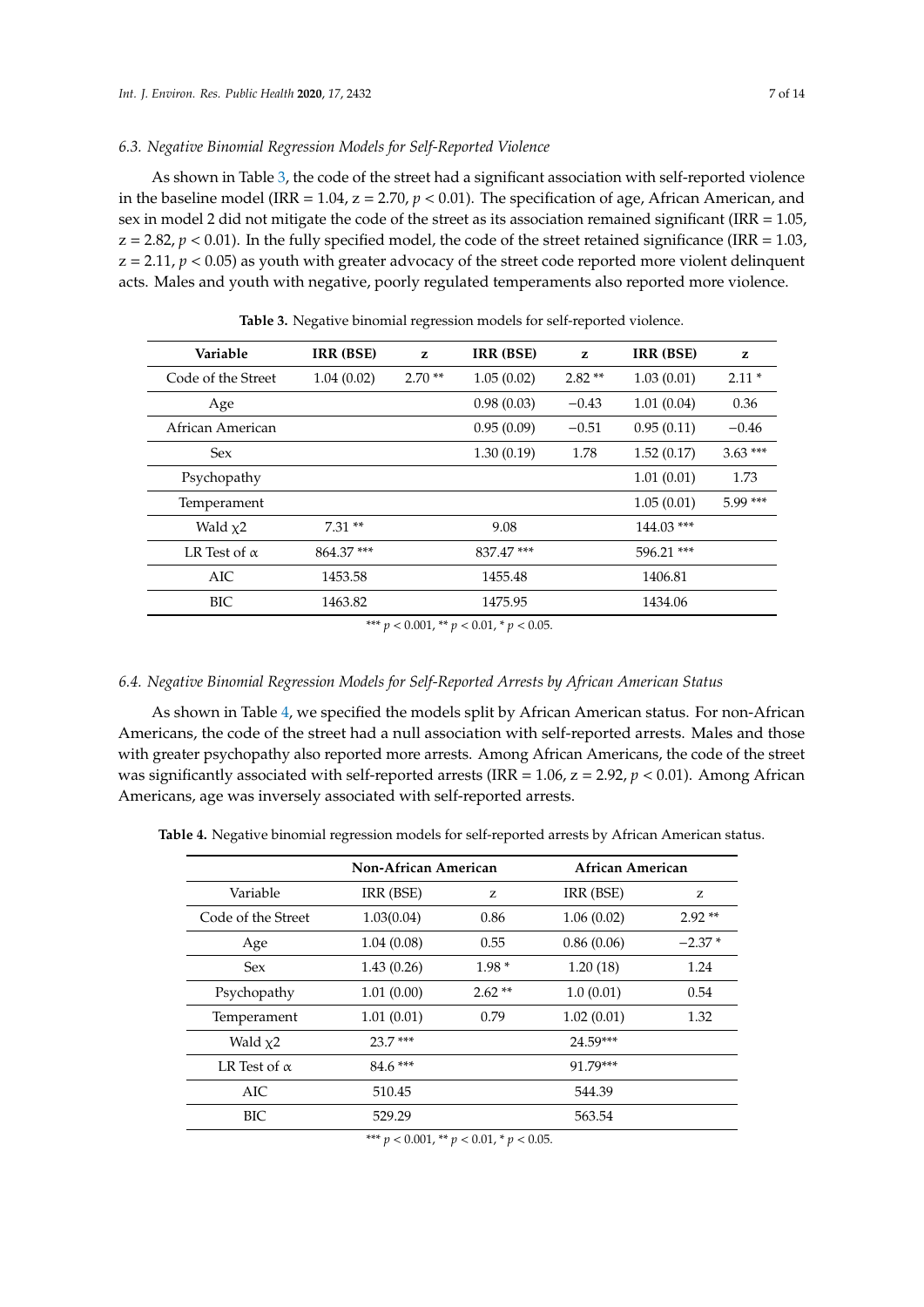### 6.3. Negative Binomial Regression Models for Self-Reported Violence

As shown in Table 3, the code of the street had a significant association with self-reported violence in the baseline model (IRR = 1.04, z = 2.70, $p < 0.01$). The specification of age, African American, and sex in model 2 did not mitigate the code of the street as its association remained significant (IRR = 1.05, z = 2.82, $p < 0.01$). In the fully specified model, the code of the street retained significance (IRR = 1.03, z = 2.11, $p < 0.05$) as youth with greater advocacy of the street code reported more violent delinquent acts. Males and youth with negative, poorly regulated temperaments also reported more violence.

**Table 3.** Negative binomial regression models for self-reported violence.

| Variable | IRR (BSE) | z | IRR (BSE) | z | IRR (BSE) | z |
|---|---|---|---|---|---|---|
| Code of the Street | 1.04 (0.02) | 2.70 ** | 1.05 (0.02) | 2.82 ** | 1.03 (0.01) | 2.11 * |
| Age | | | 0.98 (0.03) | −0.43 | 1.01 (0.04) | 0.36 |
| African American | | | 0.95 (0.09) | −0.51 | 0.95 (0.11) | −0.46 |
| Sex | | | 1.30 (0.19) | 1.78 | 1.52 (0.17) | 3.63 *** |
| Psychopathy | | | | | 1.01 (0.01) | 1.73 |
| Temperament | | | | | 1.05 (0.01) | 5.99 *** |
| Wald $\chi 2$ | 7.31 ** | | 9.08 | | 144.03 *** | |
| LR Test of $\alpha$ | 864.37 *** | | 837.47 *** | | 596.21 *** | |
| AIC | 1453.58 | | 1455.48 | | 1406.81 | |
| BIC | 1463.82 | | 1475.95 | | 1434.06 | |

*** $p < 0.001$, ** $p < 0.01$, * $p < 0.05$.

### 6.4. Negative Binomial Regression Models for Self-Reported Arrests by African American Status

As shown in Table 4, we specified the models split by African American status. For non-African Americans, the code of the street had a null association with self-reported arrests. Males and those with greater psychopathy also reported more arrests. Among African Americans, the code of the street was significantly associated with self-reported arrests (IRR = 1.06, z = 2.92, $p < 0.01$). Among African Americans, age was inversely associated with self-reported arrests.

**Table 4.** Negative binomial regression models for self-reported arrests by African American status.

| | Non-African American | | African American | |
|---|---|---|---|---|
| Variable | IRR (BSE) | z | IRR (BSE) | z |
| Code of the Street | 1.03(0.04) | 0.86 | 1.06 (0.02) | 2.92 ** |
| Age | 1.04 (0.08) | 0.55 | 0.86 (0.06) | −2.37 * |
| Sex | 1.43 (0.26) | 1.98 * | 1.20 (18) | 1.24 |
| Psychopathy | 1.01 (0.00) | 2.62 ** | 1.0 (0.01) | 0.54 |
| Temperament | 1.01 (0.01) | 0.79 | 1.02 (0.01) | 1.32 |
| Wald $\chi 2$ | 23.7 *** | | 24.59*** | |
| LR Test of $\alpha$ | 84.6 *** | | 91.79*** | |
| AIC | 510.45 | | 544.39 | |
| BIC | 529.29 | | 563.54 | |

*** $p < 0.001$, ** $p < 0.01$, * $p < 0.05$.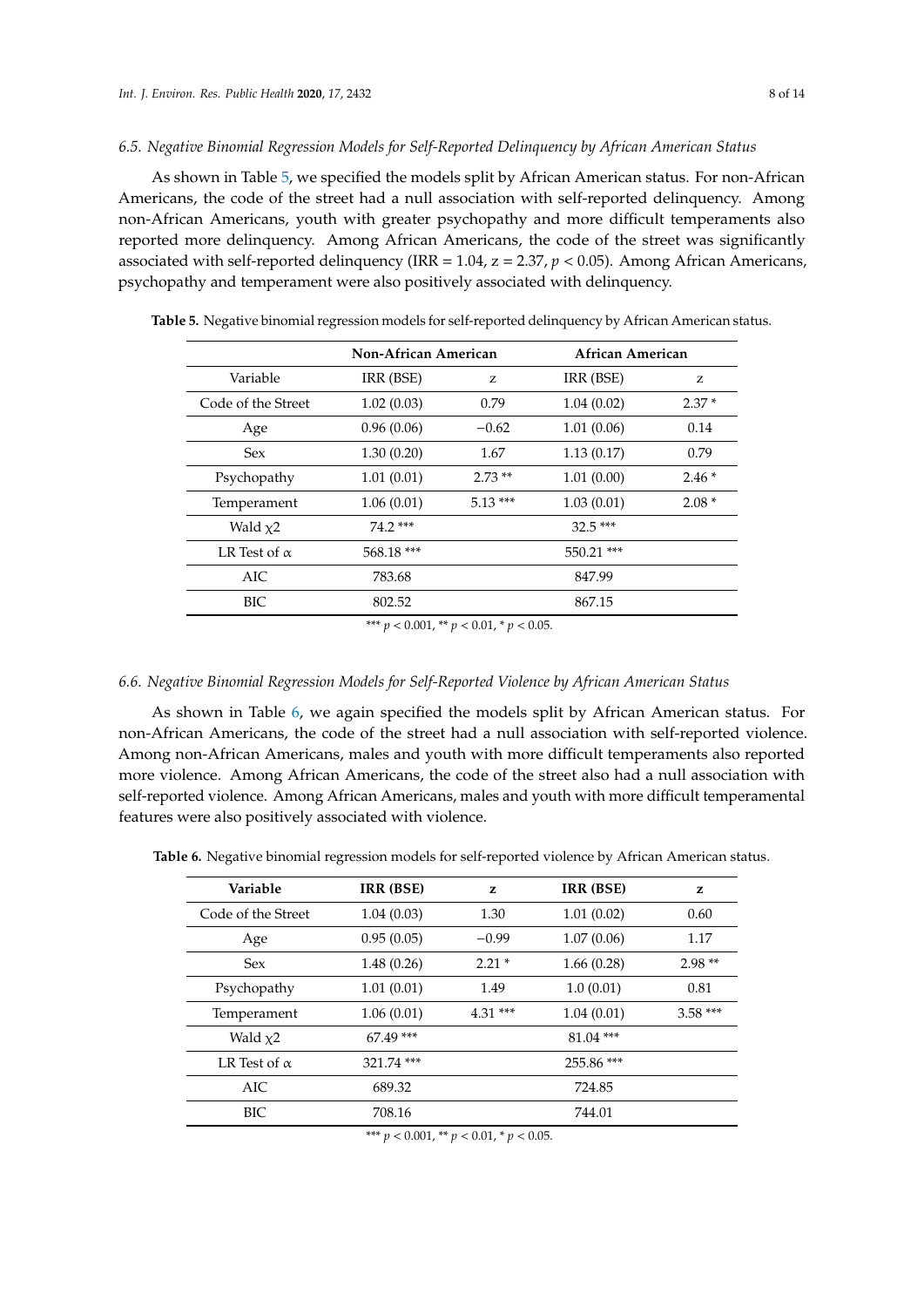### 6.5. Negative Binomial Regression Models for Self-Reported Delinquency by African American Status

As shown in Table 5, we specified the models split by African American status. For non-African Americans, the code of the street had a null association with self-reported delinquency. Among non-African Americans, youth with greater psychopathy and more difficult temperaments also reported more delinquency. Among African Americans, the code of the street was significantly associated with self-reported delinquency (IRR = 1.04, z = 2.37, $p < 0.05$). Among African Americans, psychopathy and temperament were also positively associated with delinquency.

**Table 5.** Negative binomial regression models for self-reported delinquency by African American status.

| | **Non-African American** | | **African American** | |
|---|---|---|---|---|
| Variable | IRR (BSE) | z | IRR (BSE) | z |
| Code of the Street | 1.02 (0.03) | 0.79 | 1.04 (0.02) | 2.37 * |
| Age | 0.96 (0.06) | −0.62 | 1.01 (0.06) | 0.14 |
| Sex | 1.30 (0.20) | 1.67 | 1.13 (0.17) | 0.79 |
| Psychopathy | 1.01 (0.01) | 2.73 ** | 1.01 (0.00) | 2.46 * |
| Temperament | 1.06 (0.01) | 5.13 *** | 1.03 (0.01) | 2.08 * |
| Wald $\chi 2$ | 74.2 *** | | 32.5 *** | |
| LR Test of $\alpha$ | 568.18 *** | | 550.21 *** | |
| AIC | 783.68 | | 847.99 | |
| BIC | 802.52 | | 867.15 | |

*** $p < 0.001$, ** $p < 0.01$, * $p < 0.05$.

### 6.6. Negative Binomial Regression Models for Self-Reported Violence by African American Status

As shown in Table 6, we again specified the models split by African American status. For non-African Americans, the code of the street had a null association with self-reported violence. Among non-African Americans, males and youth with more difficult temperaments also reported more violence. Among African Americans, the code of the street also had a null association with self-reported violence. Among African Americans, males and youth with more difficult temperamental features were also positively associated with violence.

**Table 6.** Negative binomial regression models for self-reported violence by African American status.

| **Variable** | **IRR (BSE)** | **z** | **IRR (BSE)** | **z** |
|---|---|---|---|---|
| Code of the Street | 1.04 (0.03) | 1.30 | 1.01 (0.02) | 0.60 |
| Age | 0.95 (0.05) | −0.99 | 1.07 (0.06) | 1.17 |
| Sex | 1.48 (0.26) | 2.21 * | 1.66 (0.28) | 2.98 ** |
| Psychopathy | 1.01 (0.01) | 1.49 | 1.0 (0.01) | 0.81 |
| Temperament | 1.06 (0.01) | 4.31 *** | 1.04 (0.01) | 3.58 *** |
| Wald $\chi 2$ | 67.49 *** | | 81.04 *** | |
| LR Test of $\alpha$ | 321.74 *** | | 255.86 *** | |
| AIC | 689.32 | | 724.85 | |
| BIC | 708.16 | | 744.01 | |

*** $p < 0.001$, ** $p < 0.01$, * $p < 0.05$.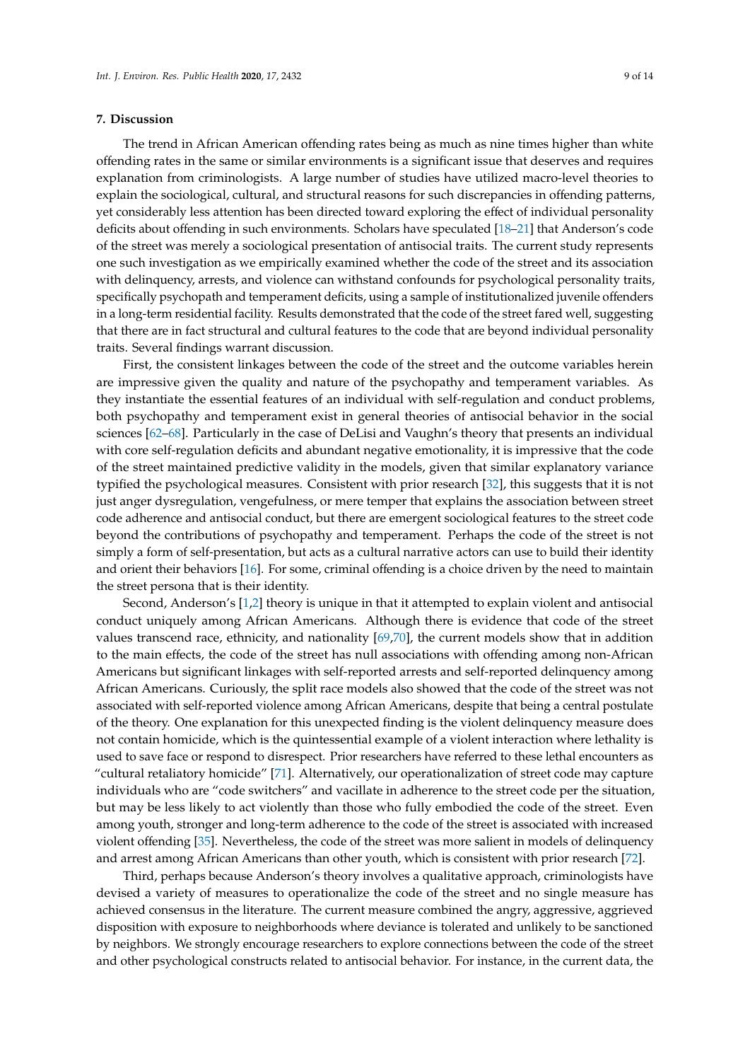## 7. Discussion

The trend in African American offending rates being as much as nine times higher than white offending rates in the same or similar environments is a significant issue that deserves and requires explanation from criminologists. A large number of studies have utilized macro-level theories to explain the sociological, cultural, and structural reasons for such discrepancies in offending patterns, yet considerably less attention has been directed toward exploring the effect of individual personality deficits about offending in such environments. Scholars have speculated [18–21] that Anderson's code of the street was merely a sociological presentation of antisocial traits. The current study represents one such investigation as we empirically examined whether the code of the street and its association with delinquency, arrests, and violence can withstand confounds for psychological personality traits, specifically psychopath and temperament deficits, using a sample of institutionalized juvenile offenders in a long-term residential facility. Results demonstrated that the code of the street fared well, suggesting that there are in fact structural and cultural features to the code that are beyond individual personality traits. Several findings warrant discussion.

First, the consistent linkages between the code of the street and the outcome variables herein are impressive given the quality and nature of the psychopathy and temperament variables. As they instantiate the essential features of an individual with self-regulation and conduct problems, both psychopathy and temperament exist in general theories of antisocial behavior in the social sciences [62–68]. Particularly in the case of DeLisi and Vaughn's theory that presents an individual with core self-regulation deficits and abundant negative emotionality, it is impressive that the code of the street maintained predictive validity in the models, given that similar explanatory variance typified the psychological measures. Consistent with prior research [32], this suggests that it is not just anger dysregulation, vengefulness, or mere temper that explains the association between street code adherence and antisocial conduct, but there are emergent sociological features to the street code beyond the contributions of psychopathy and temperament. Perhaps the code of the street is not simply a form of self-presentation, but acts as a cultural narrative actors can use to build their identity and orient their behaviors [16]. For some, criminal offending is a choice driven by the need to maintain the street persona that is their identity.

Second, Anderson's [1,2] theory is unique in that it attempted to explain violent and antisocial conduct uniquely among African Americans. Although there is evidence that code of the street values transcend race, ethnicity, and nationality [69,70], the current models show that in addition to the main effects, the code of the street has null associations with offending among non-African Americans but significant linkages with self-reported arrests and self-reported delinquency among African Americans. Curiously, the split race models also showed that the code of the street was not associated with self-reported violence among African Americans, despite that being a central postulate of the theory. One explanation for this unexpected finding is the violent delinquency measure does not contain homicide, which is the quintessential example of a violent interaction where lethality is used to save face or respond to disrespect. Prior researchers have referred to these lethal encounters as "cultural retaliatory homicide" [71]. Alternatively, our operationalization of street code may capture individuals who are "code switchers" and vacillate in adherence to the street code per the situation, but may be less likely to act violently than those who fully embodied the code of the street. Even among youth, stronger and long-term adherence to the code of the street is associated with increased violent offending [35]. Nevertheless, the code of the street was more salient in models of delinquency and arrest among African Americans than other youth, which is consistent with prior research [72].

Third, perhaps because Anderson's theory involves a qualitative approach, criminologists have devised a variety of measures to operationalize the code of the street and no single measure has achieved consensus in the literature. The current measure combined the angry, aggressive, aggrieved disposition with exposure to neighborhoods where deviance is tolerated and unlikely to be sanctioned by neighbors. We strongly encourage researchers to explore connections between the code of the street and other psychological constructs related to antisocial behavior. For instance, in the current data, the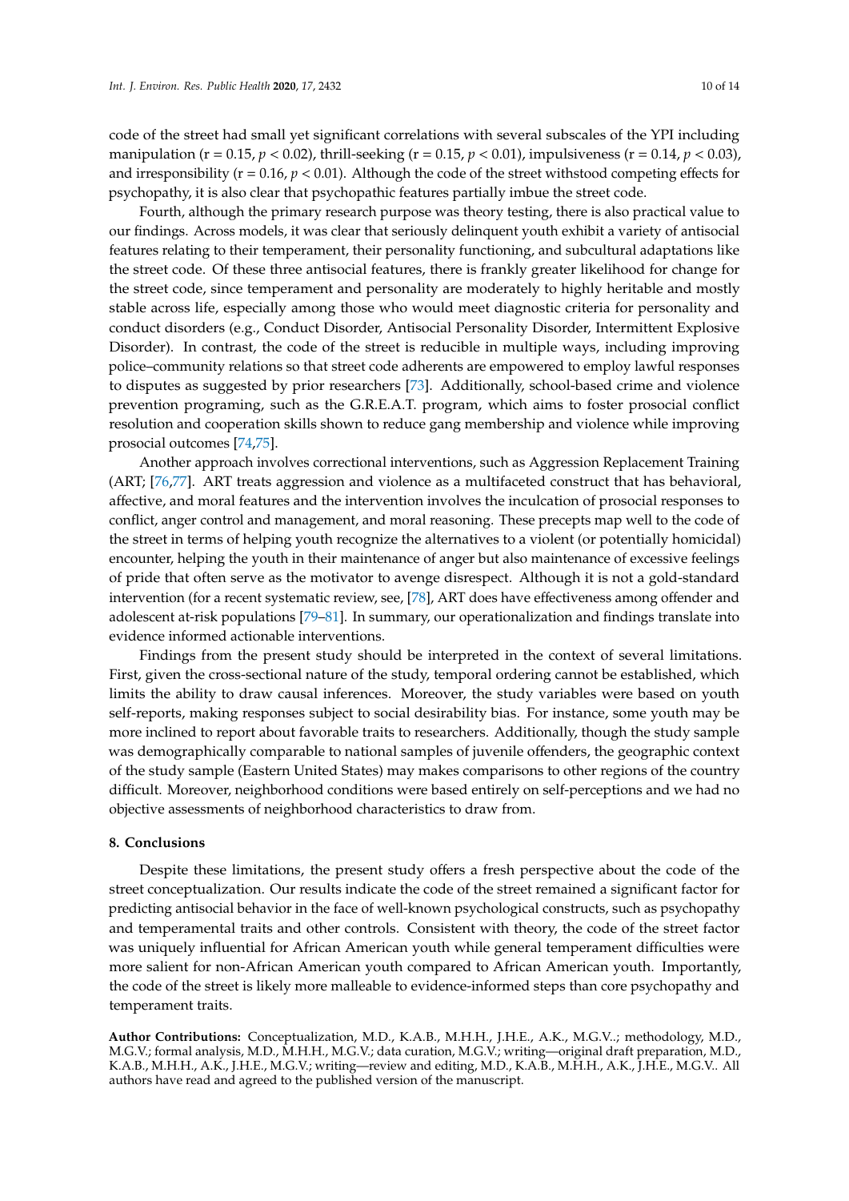code of the street had small yet significant correlations with several subscales of the YPI including manipulation ($r = 0.15$, $p < 0.02$), thrill-seeking ($r = 0.15$, $p < 0.01$), impulsiveness ($r = 0.14$, $p < 0.03$), and irresponsibility ($r = 0.16$, $p < 0.01$). Although the code of the street withstood competing effects for psychopathy, it is also clear that psychopathic features partially imbue the street code.

Fourth, although the primary research purpose was theory testing, there is also practical value to our findings. Across models, it was clear that seriously delinquent youth exhibit a variety of antisocial features relating to their temperament, their personality functioning, and subcultural adaptations like the street code. Of these three antisocial features, there is frankly greater likelihood for change for the street code, since temperament and personality are moderately to highly heritable and mostly stable across life, especially among those who would meet diagnostic criteria for personality and conduct disorders (e.g., Conduct Disorder, Antisocial Personality Disorder, Intermittent Explosive Disorder). In contrast, the code of the street is reducible in multiple ways, including improving police–community relations so that street code adherents are empowered to employ lawful responses to disputes as suggested by prior researchers [73]. Additionally, school-based crime and violence prevention programing, such as the G.R.E.A.T. program, which aims to foster prosocial conflict resolution and cooperation skills shown to reduce gang membership and violence while improving prosocial outcomes [74,75].

Another approach involves correctional interventions, such as Aggression Replacement Training (ART; [76,77]. ART treats aggression and violence as a multifaceted construct that has behavioral, affective, and moral features and the intervention involves the inculcation of prosocial responses to conflict, anger control and management, and moral reasoning. These precepts map well to the code of the street in terms of helping youth recognize the alternatives to a violent (or potentially homicidal) encounter, helping the youth in their maintenance of anger but also maintenance of excessive feelings of pride that often serve as the motivator to avenge disrespect. Although it is not a gold-standard intervention (for a recent systematic review, see, [78], ART does have effectiveness among offender and adolescent at-risk populations [79–81]. In summary, our operationalization and findings translate into evidence informed actionable interventions.

Findings from the present study should be interpreted in the context of several limitations. First, given the cross-sectional nature of the study, temporal ordering cannot be established, which limits the ability to draw causal inferences. Moreover, the study variables were based on youth self-reports, making responses subject to social desirability bias. For instance, some youth may be more inclined to report about favorable traits to researchers. Additionally, though the study sample was demographically comparable to national samples of juvenile offenders, the geographic context of the study sample (Eastern United States) may makes comparisons to other regions of the country difficult. Moreover, neighborhood conditions were based entirely on self-perceptions and we had no objective assessments of neighborhood characteristics to draw from.

## 8. Conclusions

Despite these limitations, the present study offers a fresh perspective about the code of the street conceptualization. Our results indicate the code of the street remained a significant factor for predicting antisocial behavior in the face of well-known psychological constructs, such as psychopathy and temperamental traits and other controls. Consistent with theory, the code of the street factor was uniquely influential for African American youth while general temperament difficulties were more salient for non-African American youth compared to African American youth. Importantly, the code of the street is likely more malleable to evidence-informed steps than core psychopathy and temperament traits.

**Author Contributions:** Conceptualization, M.D., K.A.B., M.H.H., J.H.E., A.K., M.G.V..; methodology, M.D., M.G.V.; formal analysis, M.D., M.H.H., M.G.V.; data curation, M.G.V.; writing—original draft preparation, M.D., K.A.B., M.H.H., A.K., J.H.E., M.G.V.; writing—review and editing, M.D., K.A.B., M.H.H., A.K., J.H.E., M.G.V.. All authors have read and agreed to the published version of the manuscript.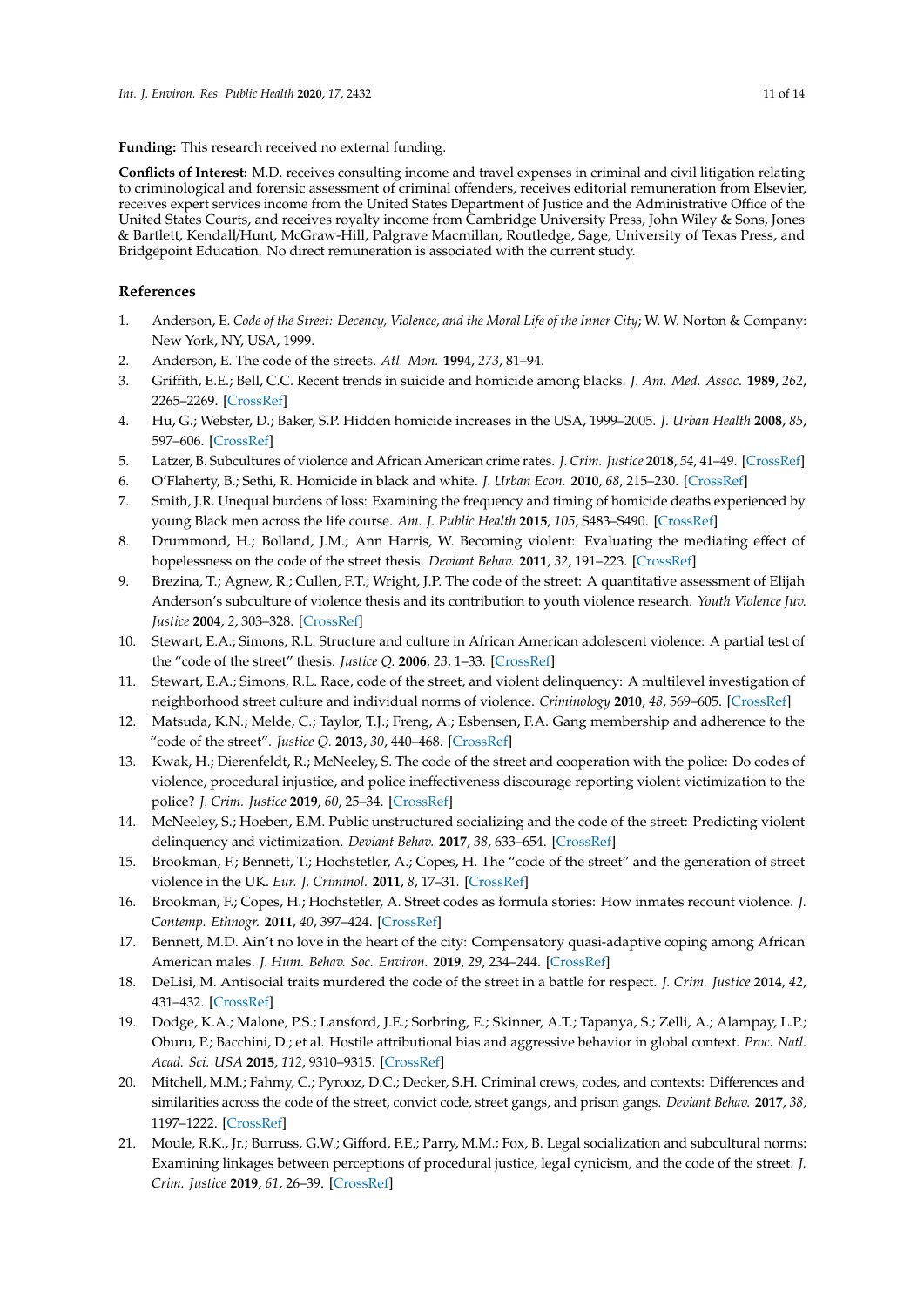**Funding:** This research received no external funding.

**Conflicts of Interest:** M.D. receives consulting income and travel expenses in criminal and civil litigation relating to criminological and forensic assessment of criminal offenders, receives editorial remuneration from Elsevier, receives expert services income from the United States Department of Justice and the Administrative Office of the United States Courts, and receives royalty income from Cambridge University Press, John Wiley & Sons, Jones & Bartlett, Kendall/Hunt, McGraw-Hill, Palgrave Macmillan, Routledge, Sage, University of Texas Press, and Bridgepoint Education. No direct remuneration is associated with the current study.

## References

1. Anderson, E. *Code of the Street: Decency, Violence, and the Moral Life of the Inner City*; W. W. Norton & Company: New York, NY, USA, 1999.
2. Anderson, E. The code of the streets. *Atl. Mon.* **1994**, *273*, 81–94.
3. Griffith, E.E.; Bell, C.C. Recent trends in suicide and homicide among blacks. *J. Am. Med. Assoc.* **1989**, *262*, 2265–2269. [CrossRef]
4. Hu, G.; Webster, D.; Baker, S.P. Hidden homicide increases in the USA, 1999–2005. *J. Urban Health* **2008**, *85*, 597–606. [CrossRef]
5. Latzer, B. Subcultures of violence and African American crime rates. *J. Crim. Justice* **2018**, *54*, 41–49. [CrossRef]
6. O'Flaherty, B.; Sethi, R. Homicide in black and white. *J. Urban Econ.* **2010**, *68*, 215–230. [CrossRef]
7. Smith, J.R. Unequal burdens of loss: Examining the frequency and timing of homicide deaths experienced by young Black men across the life course. *Am. J. Public Health* **2015**, *105*, S483–S490. [CrossRef]
8. Drummond, H.; Bolland, J.M.; Ann Harris, W. Becoming violent: Evaluating the mediating effect of hopelessness on the code of the street thesis. *Deviant Behav.* **2011**, *32*, 191–223. [CrossRef]
9. Brezina, T.; Agnew, R.; Cullen, F.T.; Wright, J.P. The code of the street: A quantitative assessment of Elijah Anderson's subculture of violence thesis and its contribution to youth violence research. *Youth Violence Juv. Justice* **2004**, *2*, 303–328. [CrossRef]
10. Stewart, E.A.; Simons, R.L. Structure and culture in African American adolescent violence: A partial test of the "code of the street" thesis. *Justice Q.* **2006**, *23*, 1–33. [CrossRef]
11. Stewart, E.A.; Simons, R.L. Race, code of the street, and violent delinquency: A multilevel investigation of neighborhood street culture and individual norms of violence. *Criminology* **2010**, *48*, 569–605. [CrossRef]
12. Matsuda, K.N.; Melde, C.; Taylor, T.J.; Freng, A.; Esbensen, F.A. Gang membership and adherence to the "code of the street". *Justice Q.* **2013**, *30*, 440–468. [CrossRef]
13. Kwak, H.; Dierenfeldt, R.; McNeeley, S. The code of the street and cooperation with the police: Do codes of violence, procedural injustice, and police ineffectiveness discourage reporting violent victimization to the police? *J. Crim. Justice* **2019**, *60*, 25–34. [CrossRef]
14. McNeeley, S.; Hoeben, E.M. Public unstructured socializing and the code of the street: Predicting violent delinquency and victimization. *Deviant Behav.* **2017**, *38*, 633–654. [CrossRef]
15. Brookman, F.; Bennett, T.; Hochstetler, A.; Copes, H. The "code of the street" and the generation of street violence in the UK. *Eur. J. Criminol.* **2011**, *8*, 17–31. [CrossRef]
16. Brookman, F.; Copes, H.; Hochstetler, A. Street codes as formula stories: How inmates recount violence. *J. Contemp. Ethnogr.* **2011**, *40*, 397–424. [CrossRef]
17. Bennett, M.D. Ain't no love in the heart of the city: Compensatory quasi-adaptive coping among African American males. *J. Hum. Behav. Soc. Environ.* **2019**, *29*, 234–244. [CrossRef]
18. DeLisi, M. Antisocial traits murdered the code of the street in a battle for respect. *J. Crim. Justice* **2014**, *42*, 431–432. [CrossRef]
19. Dodge, K.A.; Malone, P.S.; Lansford, J.E.; Sorbring, E.; Skinner, A.T.; Tapanya, S.; Zelli, A.; Alampay, L.P.; Oburu, P.; Bacchini, D.; et al. Hostile attributional bias and aggressive behavior in global context. *Proc. Natl. Acad. Sci. USA* **2015**, *112*, 9310–9315. [CrossRef]
20. Mitchell, M.M.; Fahmy, C.; Pyrooz, D.C.; Decker, S.H. Criminal crews, codes, and contexts: Differences and similarities across the code of the street, convict code, street gangs, and prison gangs. *Deviant Behav.* **2017**, *38*, 1197–1222. [CrossRef]
21. Moule, R.K., Jr.; Burruss, G.W.; Gifford, F.E.; Parry, M.M.; Fox, B. Legal socialization and subcultural norms: Examining linkages between perceptions of procedural justice, legal cynicism, and the code of the street. *J. Crim. Justice* **2019**, *61*, 26–39. [CrossRef]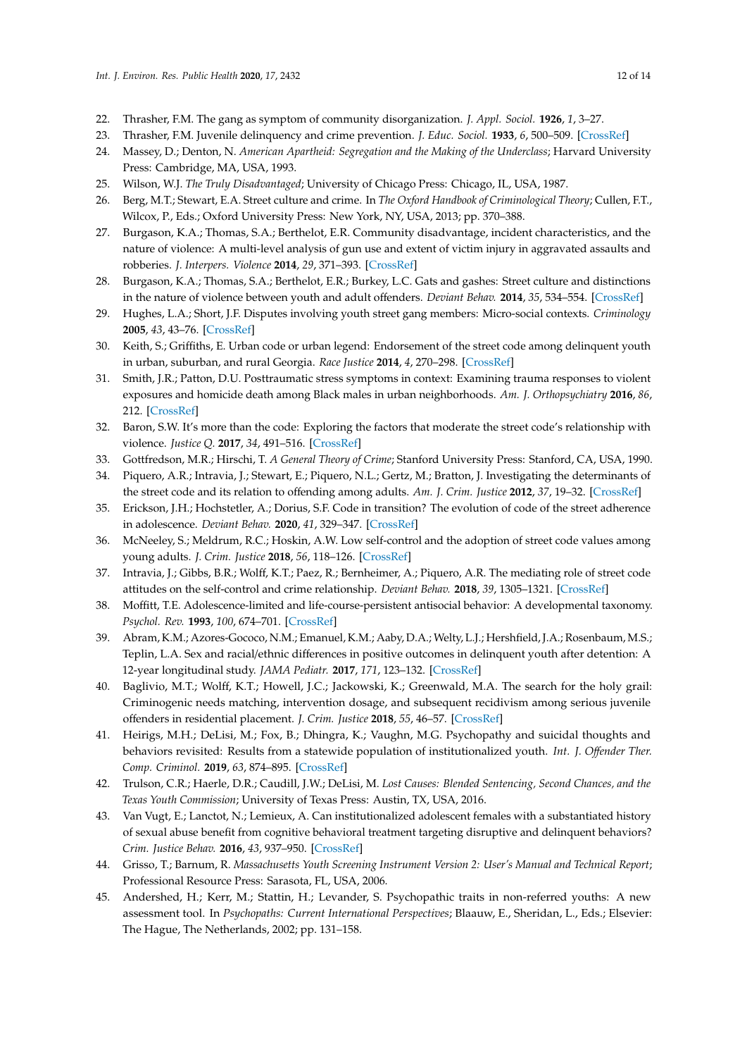22. Thrasher, F.M. The gang as symptom of community disorganization. *J. Appl. Sociol.* **1926**, *1*, 3–27.
23. Thrasher, F.M. Juvenile delinquency and crime prevention. *J. Educ. Sociol.* **1933**, *6*, 500–509. [CrossRef]
24. Massey, D.; Denton, N. *American Apartheid: Segregation and the Making of the Underclass*; Harvard University Press: Cambridge, MA, USA, 1993.
25. Wilson, W.J. *The Truly Disadvantaged*; University of Chicago Press: Chicago, IL, USA, 1987.
26. Berg, M.T.; Stewart, E.A. Street culture and crime. In *The Oxford Handbook of Criminological Theory*; Cullen, F.T., Wilcox, P., Eds.; Oxford University Press: New York, NY, USA, 2013; pp. 370–388.
27. Burgason, K.A.; Thomas, S.A.; Berthelot, E.R. Community disadvantage, incident characteristics, and the nature of violence: A multi-level analysis of gun use and extent of victim injury in aggravated assaults and robberies. *J. Interpers. Violence* **2014**, *29*, 371–393. [CrossRef]
28. Burgason, K.A.; Thomas, S.A.; Berthelot, E.R.; Burkey, L.C. Gats and gashes: Street culture and distinctions in the nature of violence between youth and adult offenders. *Deviant Behav.* **2014**, *35*, 534–554. [CrossRef]
29. Hughes, L.A.; Short, J.F. Disputes involving youth street gang members: Micro-social contexts. *Criminology* **2005**, *43*, 43–76. [CrossRef]
30. Keith, S.; Griffiths, E. Urban code or urban legend: Endorsement of the street code among delinquent youth in urban, suburban, and rural Georgia. *Race Justice* **2014**, *4*, 270–298. [CrossRef]
31. Smith, J.R.; Patton, D.U. Posttraumatic stress symptoms in context: Examining trauma responses to violent exposures and homicide death among Black males in urban neighborhoods. *Am. J. Orthopsychiatry* **2016**, *86*, 212. [CrossRef]
32. Baron, S.W. It's more than the code: Exploring the factors that moderate the street code's relationship with violence. *Justice Q.* **2017**, *34*, 491–516. [CrossRef]
33. Gottfredson, M.R.; Hirschi, T. *A General Theory of Crime*; Stanford University Press: Stanford, CA, USA, 1990.
34. Piquero, A.R.; Intravia, J.; Stewart, E.; Piquero, N.L.; Gertz, M.; Bratton, J. Investigating the determinants of the street code and its relation to offending among adults. *Am. J. Crim. Justice* **2012**, *37*, 19–32. [CrossRef]
35. Erickson, J.H.; Hochstetler, A.; Dorius, S.F. Code in transition? The evolution of code of the street adherence in adolescence. *Deviant Behav.* **2020**, *41*, 329–347. [CrossRef]
36. McNeeley, S.; Meldrum, R.C.; Hoskin, A.W. Low self-control and the adoption of street code values among young adults. *J. Crim. Justice* **2018**, *56*, 118–126. [CrossRef]
37. Intravia, J.; Gibbs, B.R.; Wolff, K.T.; Paez, R.; Bernheimer, A.; Piquero, A.R. The mediating role of street code attitudes on the self-control and crime relationship. *Deviant Behav.* **2018**, *39*, 1305–1321. [CrossRef]
38. Moffitt, T.E. Adolescence-limited and life-course-persistent antisocial behavior: A developmental taxonomy. *Psychol. Rev.* **1993**, *100*, 674–701. [CrossRef]
39. Abram, K.M.; Azores-Gococo, N.M.; Emanuel, K.M.; Aaby, D.A.; Welty, L.J.; Hershfield, J.A.; Rosenbaum, M.S.; Teplin, L.A. Sex and racial/ethnic differences in positive outcomes in delinquent youth after detention: A 12-year longitudinal study. *JAMA Pediatr.* **2017**, *171*, 123–132. [CrossRef]
40. Baglivio, M.T.; Wolff, K.T.; Howell, J.C.; Jackowski, K.; Greenwald, M.A. The search for the holy grail: Criminogenic needs matching, intervention dosage, and subsequent recidivism among serious juvenile offenders in residential placement. *J. Crim. Justice* **2018**, *55*, 46–57. [CrossRef]
41. Heirigs, M.H.; DeLisi, M.; Fox, B.; Dhingra, K.; Vaughn, M.G. Psychopathy and suicidal thoughts and behaviors revisited: Results from a statewide population of institutionalized youth. *Int. J. Offender Ther. Comp. Criminol.* **2019**, *63*, 874–895. [CrossRef]
42. Trulson, C.R.; Haerle, D.R.; Caudill, J.W.; DeLisi, M. *Lost Causes: Blended Sentencing, Second Chances, and the Texas Youth Commission*; University of Texas Press: Austin, TX, USA, 2016.
43. Van Vugt, E.; Lanctot, N.; Lemieux, A. Can institutionalized adolescent females with a substantiated history of sexual abuse benefit from cognitive behavioral treatment targeting disruptive and delinquent behaviors? *Crim. Justice Behav.* **2016**, *43*, 937–950. [CrossRef]
44. Grisso, T.; Barnum, R. *Massachusetts Youth Screening Instrument Version 2: User's Manual and Technical Report*; Professional Resource Press: Sarasota, FL, USA, 2006.
45. Andershed, H.; Kerr, M.; Stattin, H.; Levander, S. Psychopathic traits in non-referred youths: A new assessment tool. In *Psychopaths: Current International Perspectives*; Blaauw, E., Sheridan, L., Eds.; Elsevier: The Hague, The Netherlands, 2002; pp. 131–158.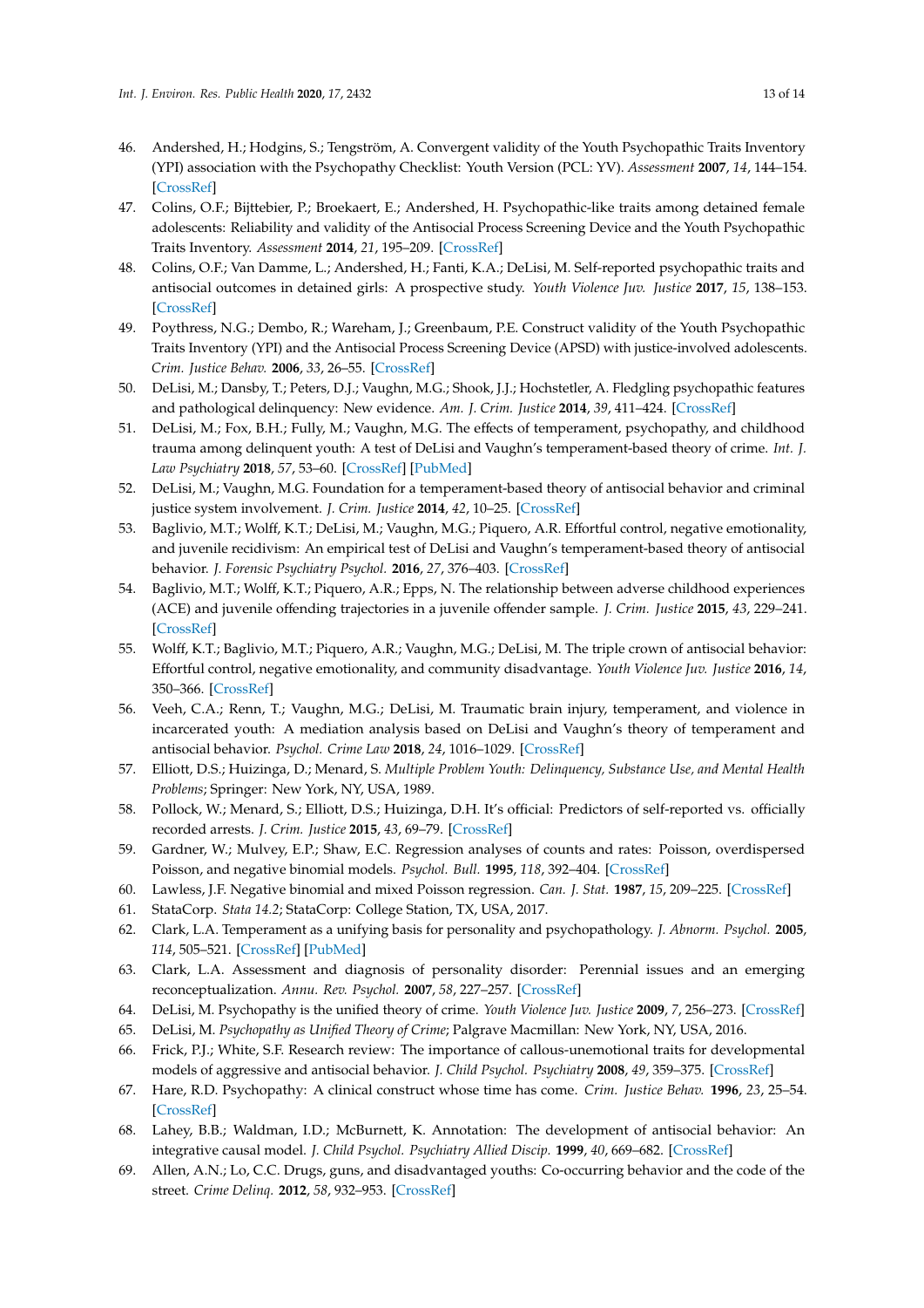46. Andershed, H.; Hodgins, S.; Tengström, A. Convergent validity of the Youth Psychopathic Traits Inventory (YPI) association with the Psychopathy Checklist: Youth Version (PCL: YV). *Assessment* **2007**, *14*, 144–154. [CrossRef]
47. Colins, O.F.; Bijttebier, P.; Broekaert, E.; Andershed, H. Psychopathic-like traits among detained female adolescents: Reliability and validity of the Antisocial Process Screening Device and the Youth Psychopathic Traits Inventory. *Assessment* **2014**, *21*, 195–209. [CrossRef]
48. Colins, O.F.; Van Damme, L.; Andershed, H.; Fanti, K.A.; DeLisi, M. Self-reported psychopathic traits and antisocial outcomes in detained girls: A prospective study. *Youth Violence Juv. Justice* **2017**, *15*, 138–153. [CrossRef]
49. Poythress, N.G.; Dembo, R.; Wareham, J.; Greenbaum, P.E. Construct validity of the Youth Psychopathic Traits Inventory (YPI) and the Antisocial Process Screening Device (APSD) with justice-involved adolescents. *Crim. Justice Behav.* **2006**, *33*, 26–55. [CrossRef]
50. DeLisi, M.; Dansby, T.; Peters, D.J.; Vaughn, M.G.; Shook, J.J.; Hochstetler, A. Fledgling psychopathic features and pathological delinquency: New evidence. *Am. J. Crim. Justice* **2014**, *39*, 411–424. [CrossRef]
51. DeLisi, M.; Fox, B.H.; Fully, M.; Vaughn, M.G. The effects of temperament, psychopathy, and childhood trauma among delinquent youth: A test of DeLisi and Vaughn's temperament-based theory of crime. *Int. J. Law Psychiatry* **2018**, *57*, 53–60. [CrossRef] [PubMed]
52. DeLisi, M.; Vaughn, M.G. Foundation for a temperament-based theory of antisocial behavior and criminal justice system involvement. *J. Crim. Justice* **2014**, *42*, 10–25. [CrossRef]
53. Baglivio, M.T.; Wolff, K.T.; DeLisi, M.; Vaughn, M.G.; Piquero, A.R. Effortful control, negative emotionality, and juvenile recidivism: An empirical test of DeLisi and Vaughn's temperament-based theory of antisocial behavior. *J. Forensic Psychiatry Psychol.* **2016**, *27*, 376–403. [CrossRef]
54. Baglivio, M.T.; Wolff, K.T.; Piquero, A.R.; Epps, N. The relationship between adverse childhood experiences (ACE) and juvenile offending trajectories in a juvenile offender sample. *J. Crim. Justice* **2015**, *43*, 229–241. [CrossRef]
55. Wolff, K.T.; Baglivio, M.T.; Piquero, A.R.; Vaughn, M.G.; DeLisi, M. The triple crown of antisocial behavior: Effortful control, negative emotionality, and community disadvantage. *Youth Violence Juv. Justice* **2016**, *14*, 350–366. [CrossRef]
56. Veeh, C.A.; Renn, T.; Vaughn, M.G.; DeLisi, M. Traumatic brain injury, temperament, and violence in incarcerated youth: A mediation analysis based on DeLisi and Vaughn's theory of temperament and antisocial behavior. *Psychol. Crime Law* **2018**, *24*, 1016–1029. [CrossRef]
57. Elliott, D.S.; Huizinga, D.; Menard, S. *Multiple Problem Youth: Delinquency, Substance Use, and Mental Health Problems*; Springer: New York, NY, USA, 1989.
58. Pollock, W.; Menard, S.; Elliott, D.S.; Huizinga, D.H. It's official: Predictors of self-reported vs. officially recorded arrests. *J. Crim. Justice* **2015**, *43*, 69–79. [CrossRef]
59. Gardner, W.; Mulvey, E.P.; Shaw, E.C. Regression analyses of counts and rates: Poisson, overdispersed Poisson, and negative binomial models. *Psychol. Bull.* **1995**, *118*, 392–404. [CrossRef]
60. Lawless, J.F. Negative binomial and mixed Poisson regression. *Can. J. Stat.* **1987**, *15*, 209–225. [CrossRef]
61. StataCorp. *Stata 14.2*; StataCorp: College Station, TX, USA, 2017.
62. Clark, L.A. Temperament as a unifying basis for personality and psychopathology. *J. Abnorm. Psychol.* **2005**, *114*, 505–521. [CrossRef] [PubMed]
63. Clark, L.A. Assessment and diagnosis of personality disorder: Perennial issues and an emerging reconceptualization. *Annu. Rev. Psychol.* **2007**, *58*, 227–257. [CrossRef]
64. DeLisi, M. Psychopathy is the unified theory of crime. *Youth Violence Juv. Justice* **2009**, *7*, 256–273. [CrossRef]
65. DeLisi, M. *Psychopathy as Unified Theory of Crime*; Palgrave Macmillan: New York, NY, USA, 2016.
66. Frick, P.J.; White, S.F. Research review: The importance of callous-unemotional traits for developmental models of aggressive and antisocial behavior. *J. Child Psychol. Psychiatry* **2008**, *49*, 359–375. [CrossRef]
67. Hare, R.D. Psychopathy: A clinical construct whose time has come. *Crim. Justice Behav.* **1996**, *23*, 25–54. [CrossRef]
68. Lahey, B.B.; Waldman, I.D.; McBurnett, K. Annotation: The development of antisocial behavior: An integrative causal model. *J. Child Psychol. Psychiatry Allied Discip.* **1999**, *40*, 669–682. [CrossRef]
69. Allen, A.N.; Lo, C.C. Drugs, guns, and disadvantaged youths: Co-occurring behavior and the code of the street. *Crime Delinq.* **2012**, *58*, 932–953. [CrossRef]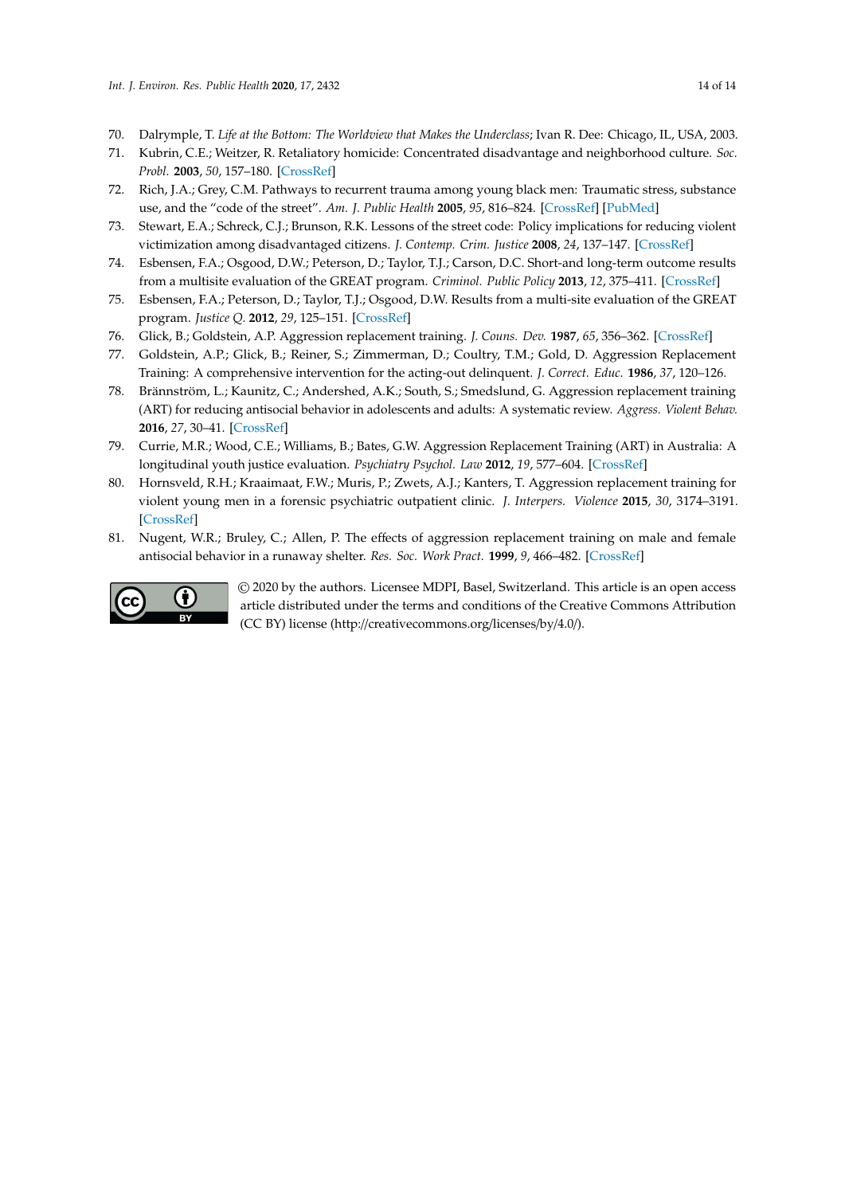70. Dalrymple, T. *Life at the Bottom: The Worldview that Makes the Underclass*; Ivan R. Dee: Chicago, IL, USA, 2003.
71. Kubrin, C.E.; Weitzer, R. Retaliatory homicide: Concentrated disadvantage and neighborhood culture. *Soc. Probl.* **2003**, *50*, 157–180. [CrossRef]
72. Rich, J.A.; Grey, C.M. Pathways to recurrent trauma among young black men: Traumatic stress, substance use, and the "code of the street". *Am. J. Public Health* **2005**, *95*, 816–824. [CrossRef] [PubMed]
73. Stewart, E.A.; Schreck, C.J.; Brunson, R.K. Lessons of the street code: Policy implications for reducing violent victimization among disadvantaged citizens. *J. Contemp. Crim. Justice* **2008**, *24*, 137–147. [CrossRef]
74. Esbensen, F.A.; Osgood, D.W.; Peterson, D.; Taylor, T.J.; Carson, D.C. Short-and long-term outcome results from a multisite evaluation of the GREAT program. *Criminol. Public Policy* **2013**, *12*, 375–411. [CrossRef]
75. Esbensen, F.A.; Peterson, D.; Taylor, T.J.; Osgood, D.W. Results from a multi-site evaluation of the GREAT program. *Justice Q.* **2012**, *29*, 125–151. [CrossRef]
76. Glick, B.; Goldstein, A.P. Aggression replacement training. *J. Couns. Dev.* **1987**, *65*, 356–362. [CrossRef]
77. Goldstein, A.P.; Glick, B.; Reiner, S.; Zimmerman, D.; Coultry, T.M.; Gold, D. Aggression Replacement Training: A comprehensive intervention for the acting-out delinquent. *J. Correct. Educ.* **1986**, *37*, 120–126.
78. Brännström, L.; Kaunitz, C.; Andershed, A.K.; South, S.; Smedslund, G. Aggression replacement training (ART) for reducing antisocial behavior in adolescents and adults: A systematic review. *Aggress. Violent Behav.* **2016**, *27*, 30–41. [CrossRef]
79. Currie, M.R.; Wood, C.E.; Williams, B.; Bates, G.W. Aggression Replacement Training (ART) in Australia: A longitudinal youth justice evaluation. *Psychiatry Psychol. Law* **2012**, *19*, 577–604. [CrossRef]
80. Hornsveld, R.H.; Kraaimaat, F.W.; Muris, P.; Zwets, A.J.; Kanters, T. Aggression replacement training for violent young men in a forensic psychiatric outpatient clinic. *J. Interpers. Violence* **2015**, *30*, 3174–3191. [CrossRef]
81. Nugent, W.R.; Bruley, C.; Allen, P. The effects of aggression replacement training on male and female antisocial behavior in a runaway shelter. *Res. Soc. Work Pract.* **1999**, *9*, 466–482. [CrossRef]

© 2020 by the authors. Licensee MDPI, Basel, Switzerland. This article is an open access article distributed under the terms and conditions of the Creative Commons Attribution (CC BY) license (http://creativecommons.org/licenses/by/4.0/).